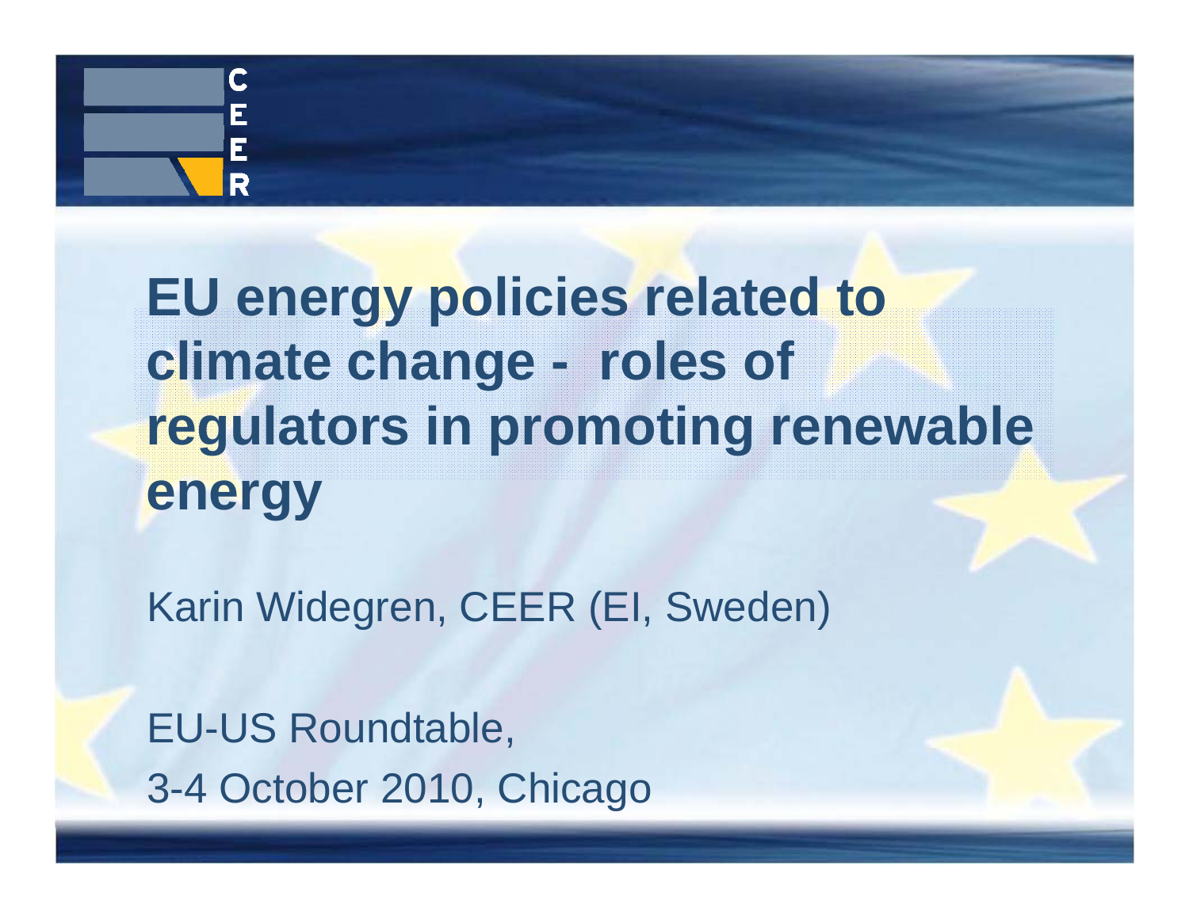# EU energy policies related to climate change - roles of regulators in promoting renewable energy

Karin Widegren, CEER (EI, Sweden)

EU-US Roundtable,

3-4 October 2010, Chicago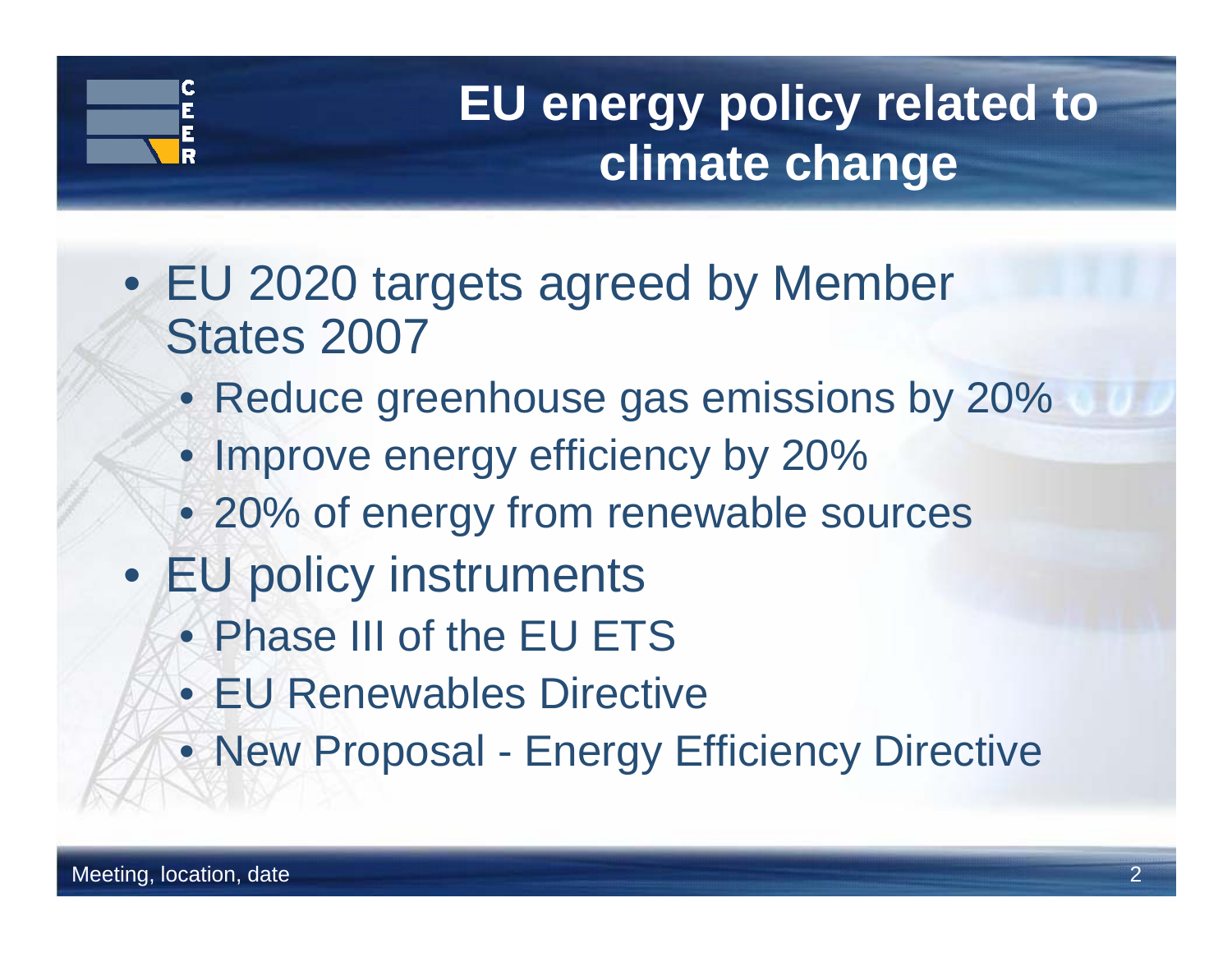# EU energy policy related to climate change

- EU 2020 targets agreed by Member States 2007
  - Reduce greenhouse gas emissions by 20%
  - Improve energy efficiency by 20%
  - 20% of energy from renewable sources
- EU policy instruments
  - Phase III of the EU ETS
  - EU Renewables Directive
  - New Proposal - Energy Efficiency Directive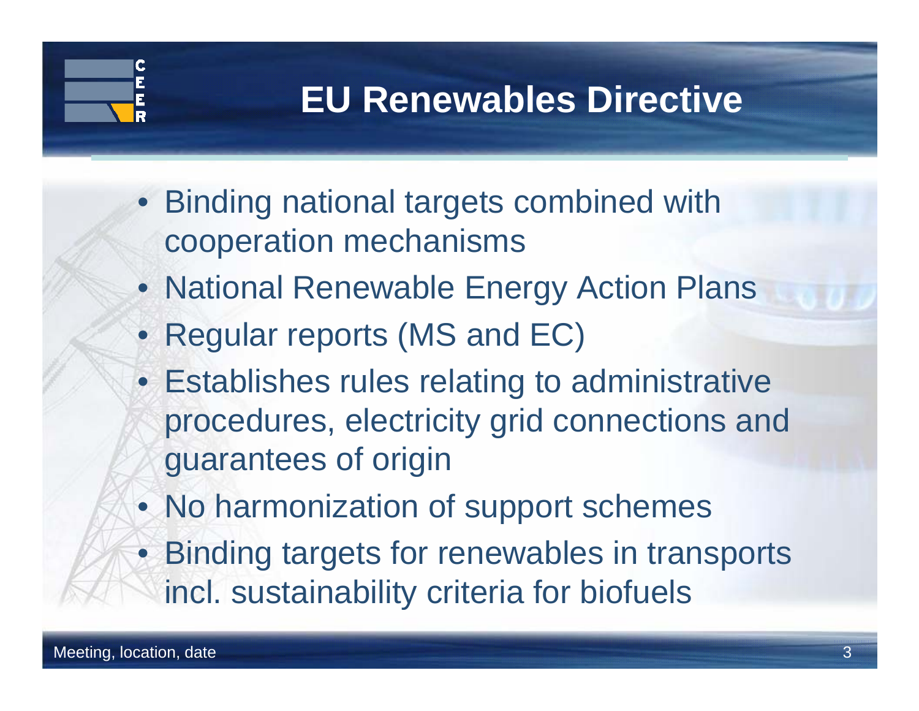# EU Renewables Directive

- Binding national targets combined with cooperation mechanisms
- National Renewable Energy Action Plans
- Regular reports (MS and EC)
- Establishes rules relating to administrative procedures, electricity grid connections and guarantees of origin
- No harmonization of support schemes
- Binding targets for renewables in transports incl. sustainability criteria for biofuels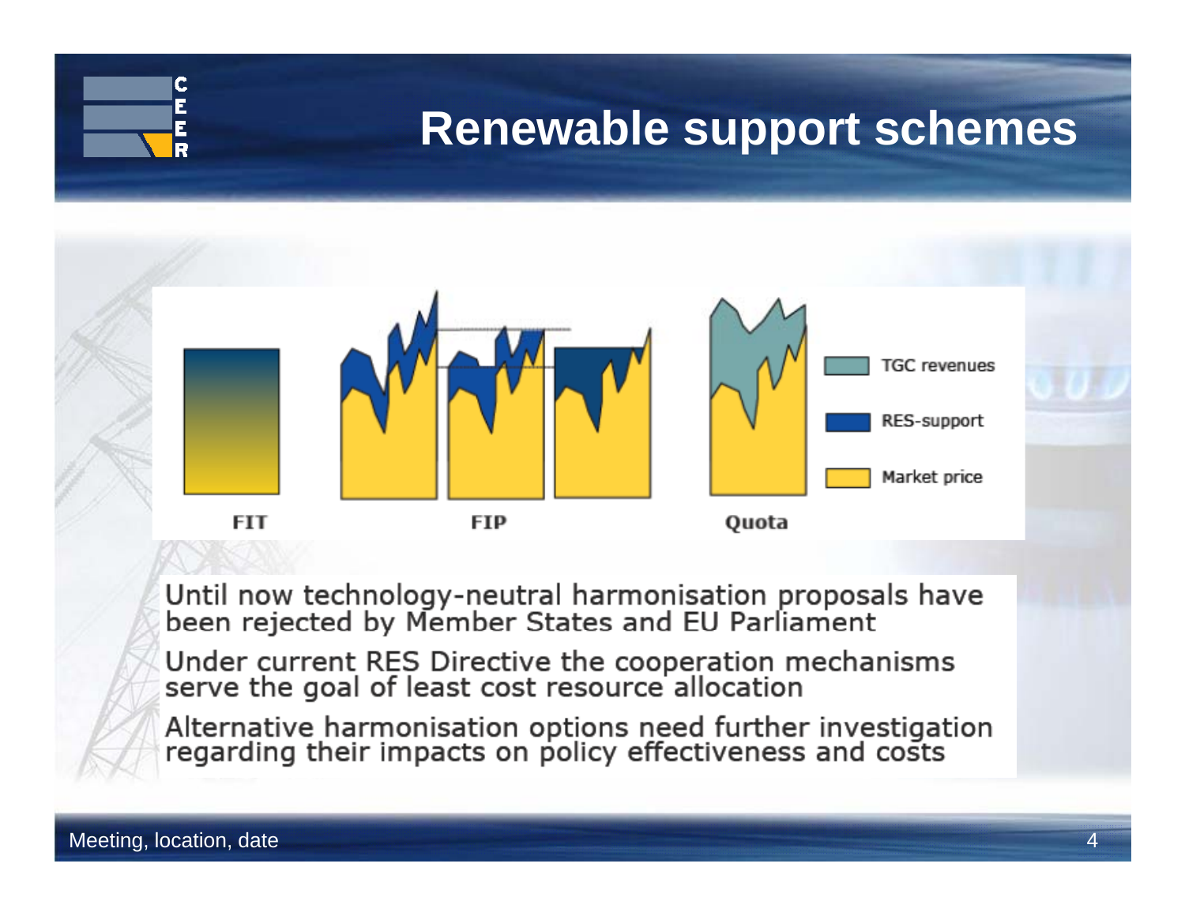# Renewable support schemes

FIT

FIP

Quota

TGC revenues

RES-support

Market price

Until now technology-neutral harmonisation proposals have been rejected by Member States and EU Parliament

Under current RES Directive the cooperation mechanisms serve the goal of least cost resource allocation

Alternative harmonisation options need further investigation regarding their impacts on policy effectiveness and costs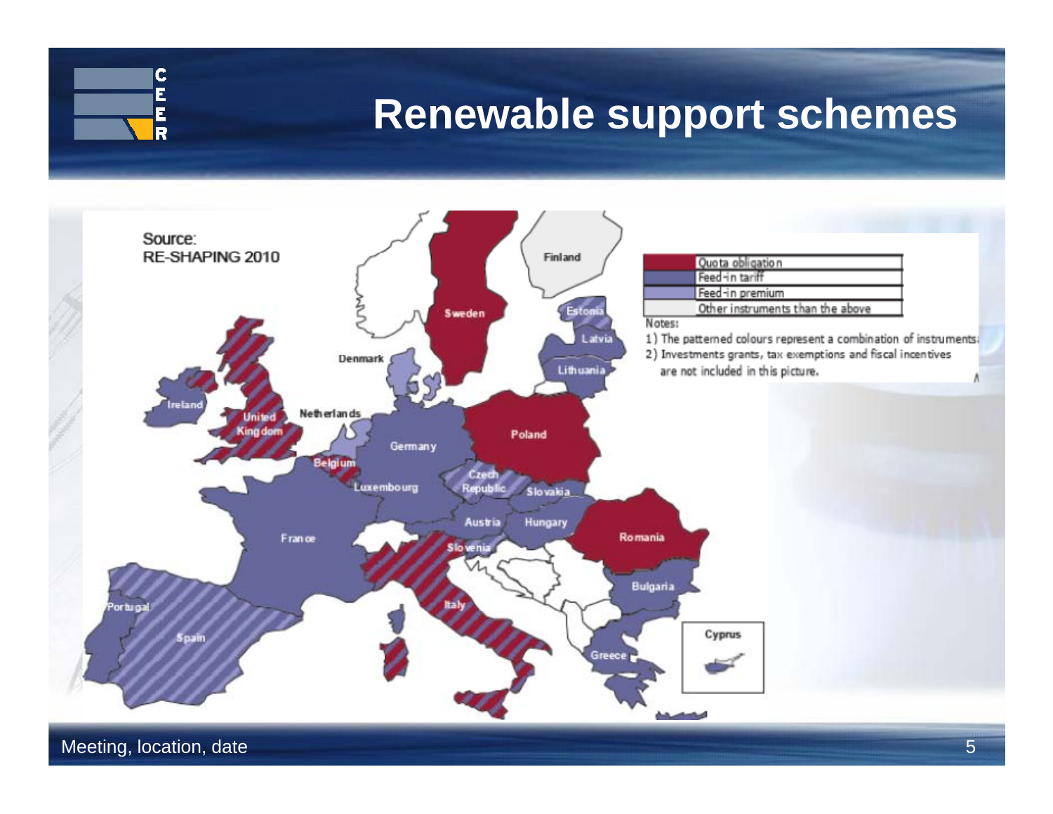# Renewable support schemes

Source:
RE-SHAPING 2010

| | |
|---|---|
| | Quota obligation |
| | Feed-in tariff |
| | Feed-in premium |
| | Other instruments than the above |

Notes:

1) The patterned colours represent a combination of instruments.
2) Investments grants, tax exemptions and fiscal incentives are not included in this picture.

Meeting, location, date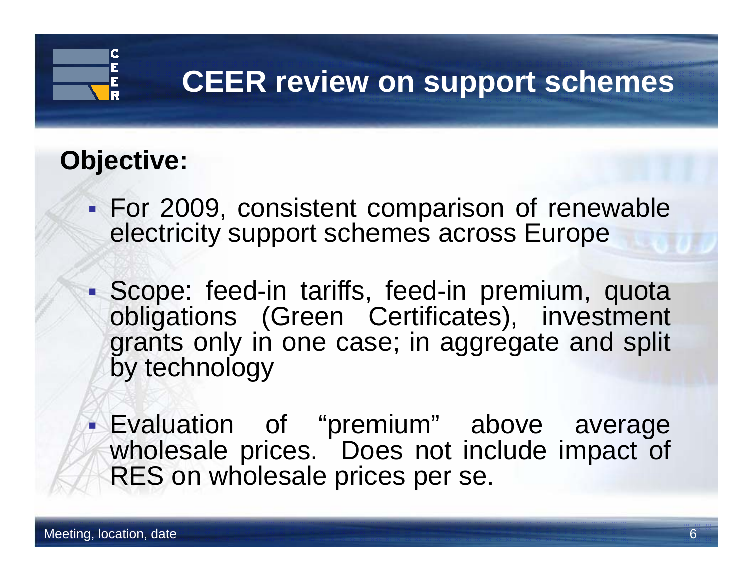# CEER review on support schemes

**Objective:**

- For 2009, consistent comparison of renewable electricity support schemes across Europe
- Scope: feed-in tariffs, feed-in premium, quota obligations (Green Certificates), investment grants only in one case; in aggregate and split by technology
- Evaluation of "premium" above average wholesale prices. Does not include impact of RES on wholesale prices per se.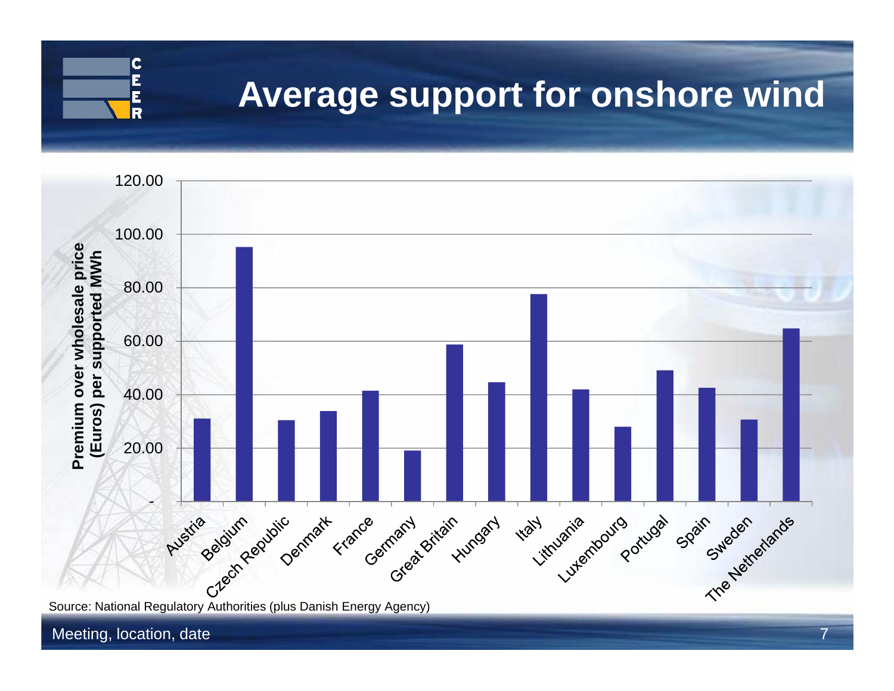# Average support for onshore wind

| Country | Premium over wholesale price (Euros) per supported MWh |
|---|---|
| Austria | 31 |
| Belgium | 95 |
| Czech Republic | 30 |
| Denmark | 34 |
| France | 41 |
| Germany | 19 |
| Great Britain | 59 |
| Hungary | 45 |
| Italy | 77 |
| Lithuania | 42 |
| Luxembourg | 28 |
| Portugal | 49 |
| Spain | 42 |
| Sweden | 30 |
| The Netherlands | 65 |

*Values are approximate readings from the bar chart.*

Source: National Regulatory Authorities (plus Danish Energy Agency)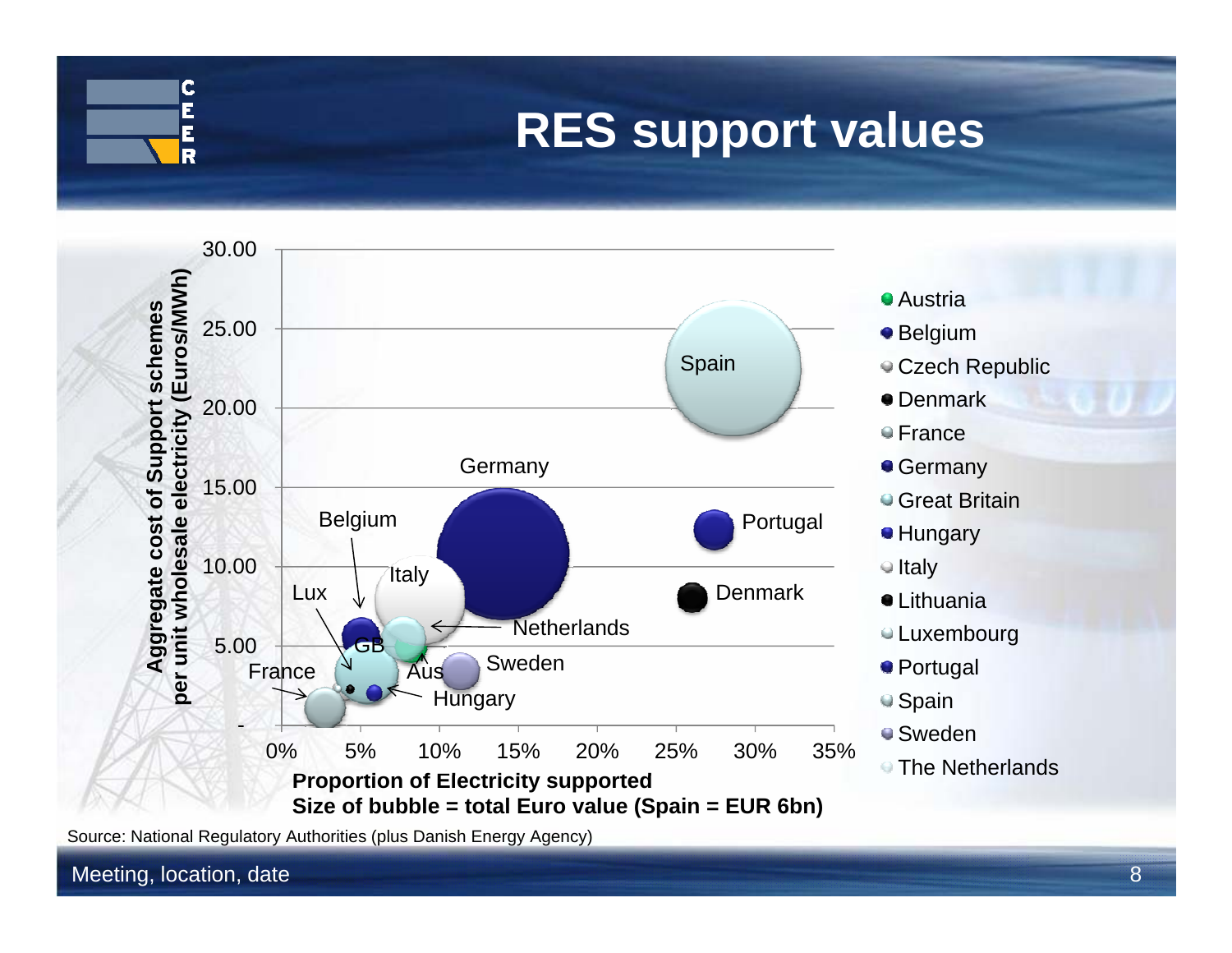# RES support values

Aggregate cost of Support schemes per unit wholesale electricity (Euros/MWh)

30.00
25.00
20.00
15.00
10.00
5.00
-

Spain
Germany
Portugal
Belgium
Italy
Lux
Denmark
Netherlands
GB
France
Aus
Sweden
Hungary

0% 5% 10% 15% 20% 25% 30% 35%

**Proportion of Electricity supported**
**Size of bubble = total Euro value (Spain = EUR 6bn)**

- Austria
- Belgium
- Czech Republic
- Denmark
- France
- Germany
- Great Britain
- Hungary
- Italy
- Lithuania
- Luxembourg
- Portugal
- Spain
- Sweden
- The Netherlands

Source: National Regulatory Authorities (plus Danish Energy Agency)

Meeting, location, date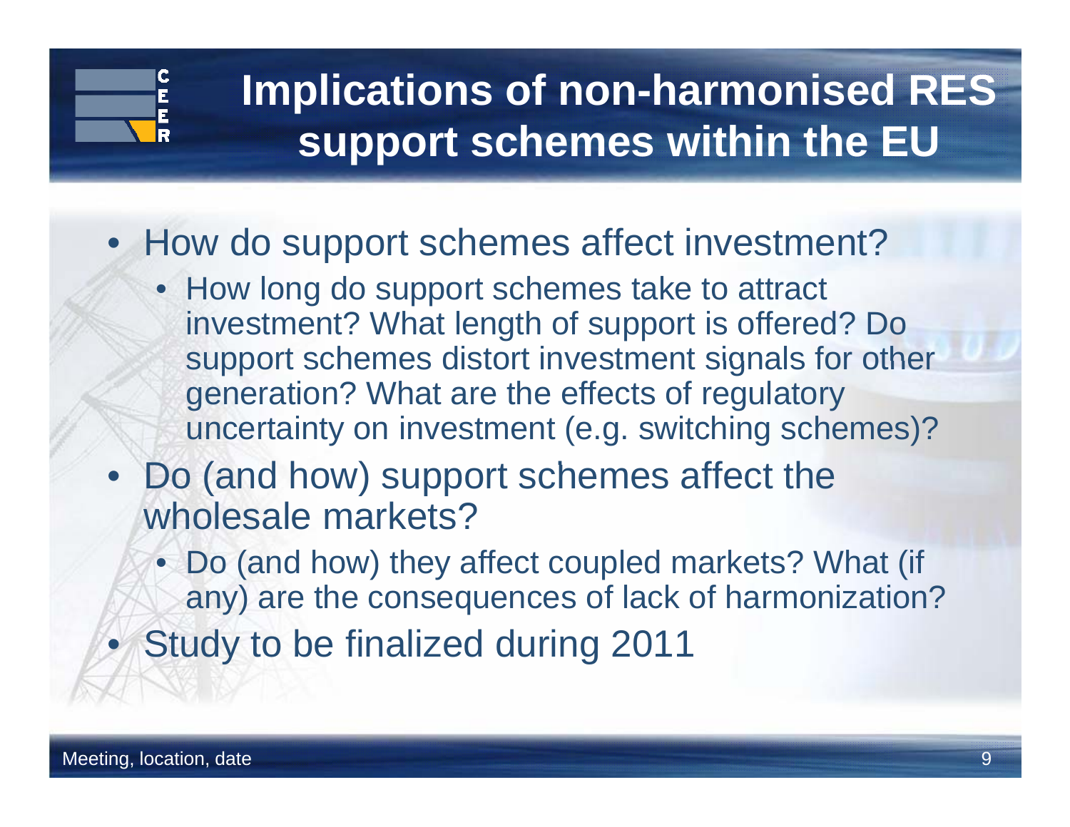# Implications of non-harmonised RES support schemes within the EU

- How do support schemes affect investment?
  - How long do support schemes take to attract investment? What length of support is offered? Do support schemes distort investment signals for other generation? What are the effects of regulatory uncertainty on investment (e.g. switching schemes)?
- Do (and how) support schemes affect the wholesale markets?
  - Do (and how) they affect coupled markets? What (if any) are the consequences of lack of harmonization?
- Study to be finalized during 2011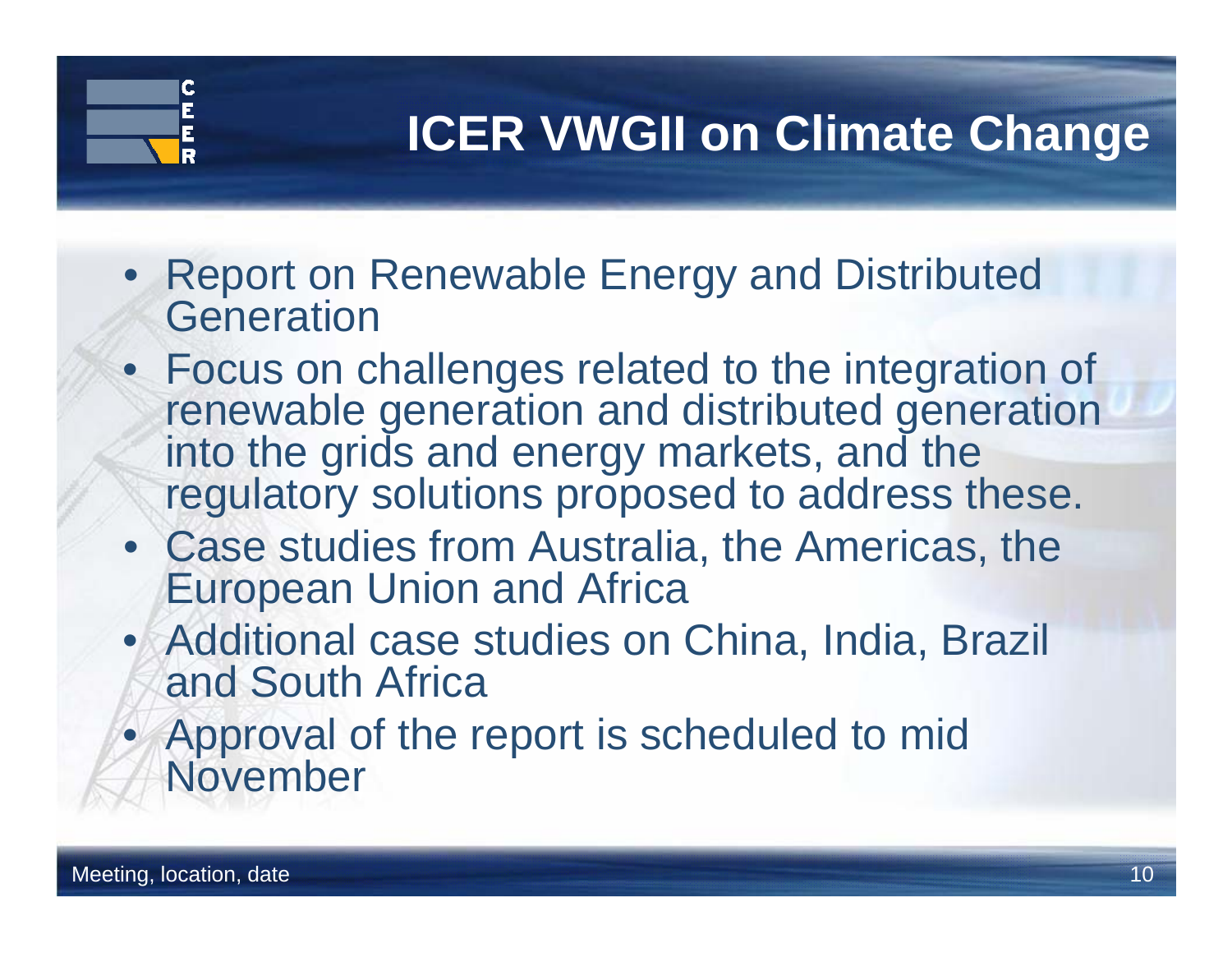# ICER VWGII on Climate Change

- Report on Renewable Energy and Distributed Generation
- Focus on challenges related to the integration of renewable generation and distributed generation into the grids and energy markets, and the regulatory solutions proposed to address these.
- Case studies from Australia, the Americas, the European Union and Africa
- Additional case studies on China, India, Brazil and South Africa
- Approval of the report is scheduled to mid November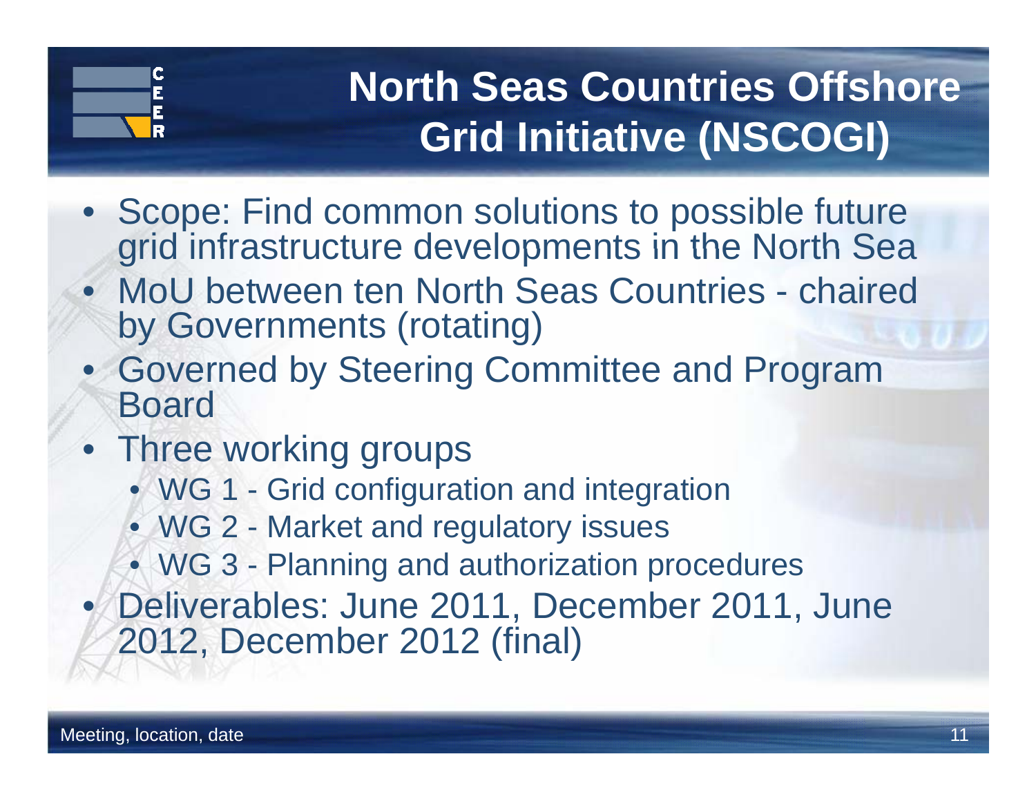# North Seas Countries Offshore Grid Initiative (NSCOGI)

- Scope: Find common solutions to possible future grid infrastructure developments in the North Sea
- MoU between ten North Seas Countries - chaired by Governments (rotating)
- Governed by Steering Committee and Program Board
- Three working groups
  - WG 1 - Grid configuration and integration
  - WG 2 - Market and regulatory issues
  - WG 3 - Planning and authorization procedures
- Deliverables: June 2011, December 2011, June 2012, December 2012 (final)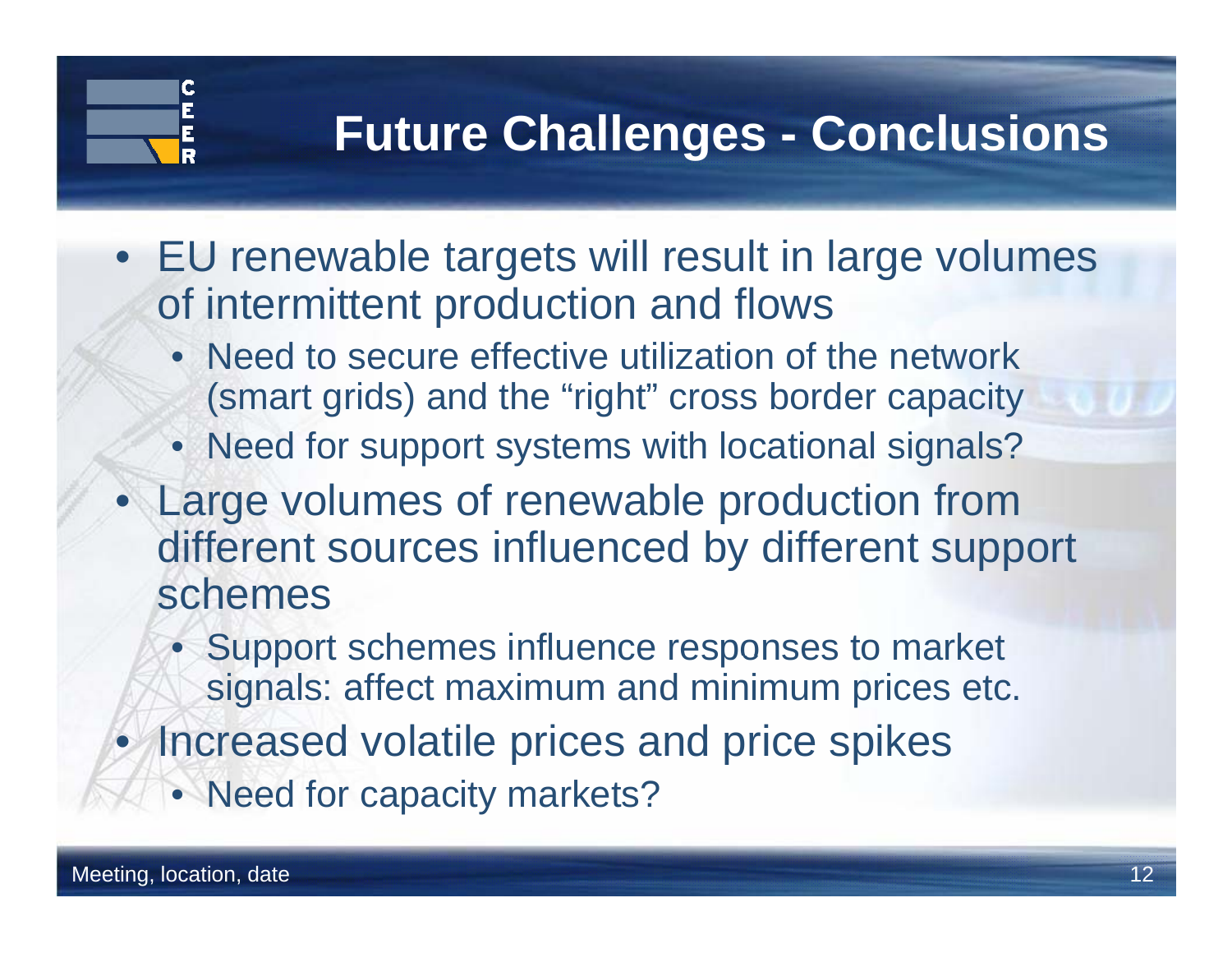# Future Challenges - Conclusions

- EU renewable targets will result in large volumes of intermittent production and flows
  - Need to secure effective utilization of the network (smart grids) and the “right” cross border capacity
  - Need for support systems with locational signals?
- Large volumes of renewable production from different sources influenced by different support schemes
  - Support schemes influence responses to market signals: affect maximum and minimum prices etc.
- Increased volatile prices and price spikes
  - Need for capacity markets?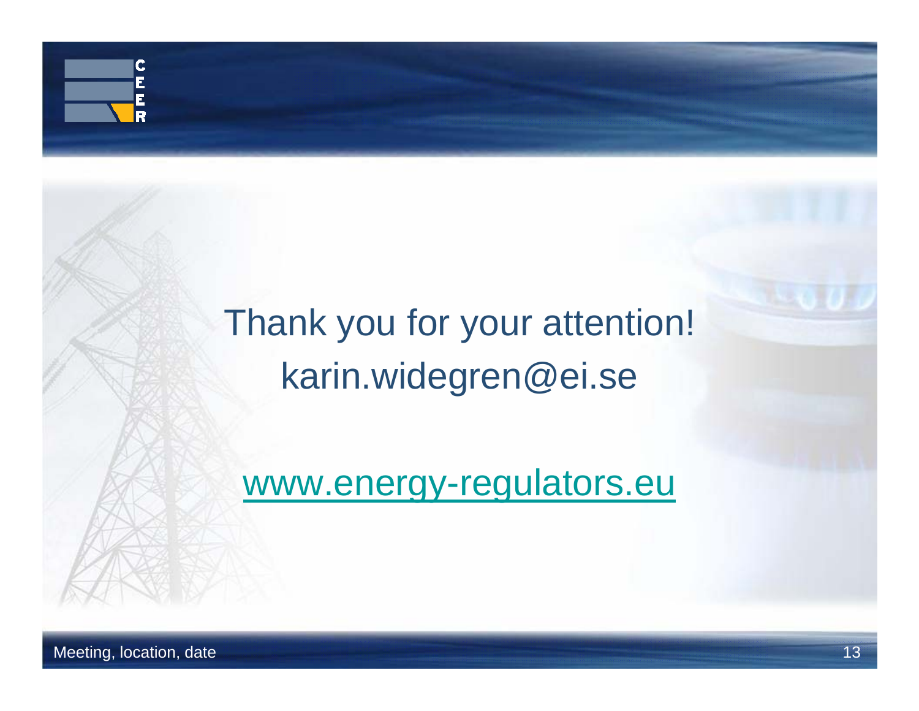Thank you for your attention!

karin.widegren@ei.se

www.energy-regulators.eu